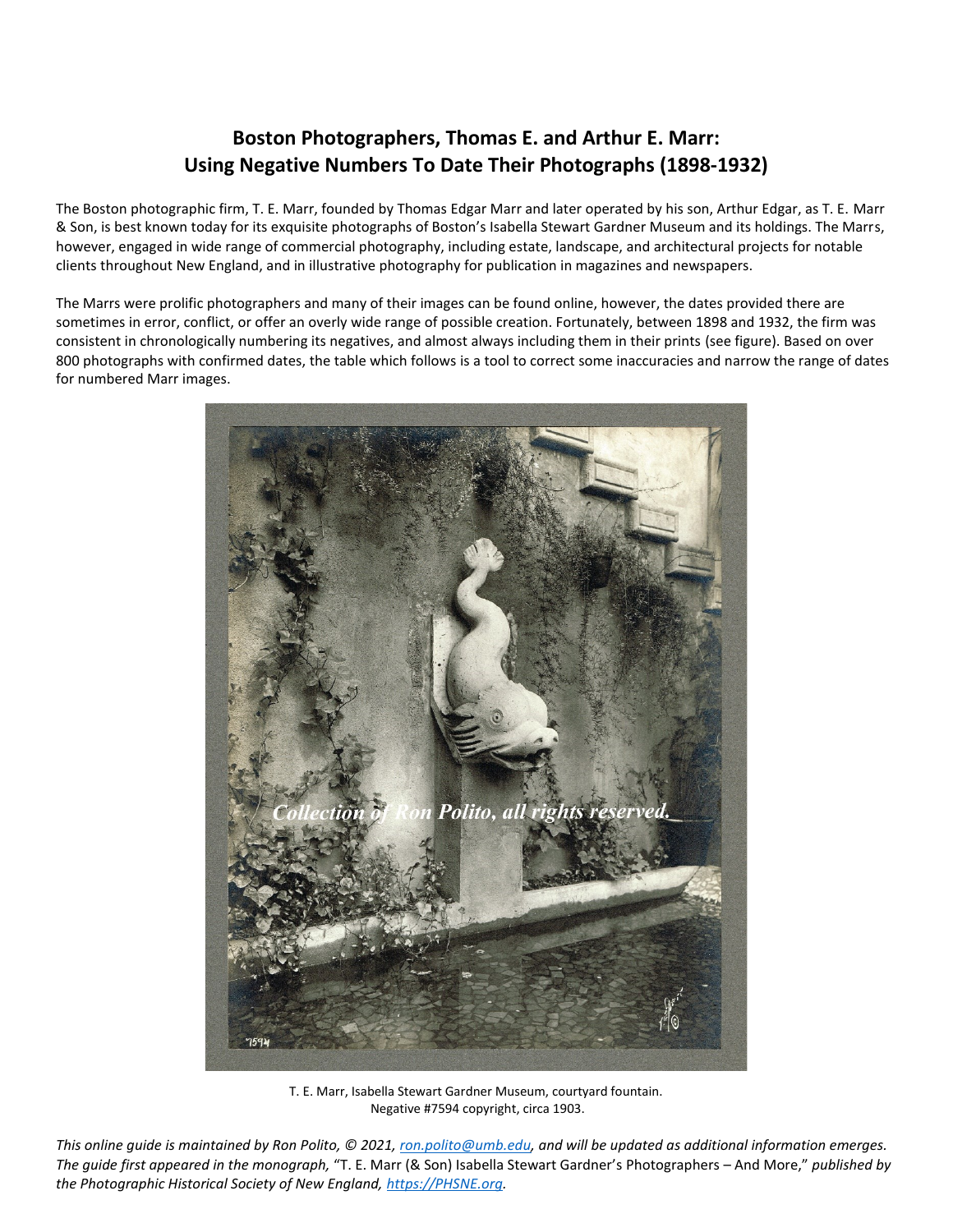# Boston Photographers, Thomas E. and Arthur E. Marr: Using Negative Numbers To Date Their Photographs (1898-1932)

The Boston photographic firm, T. E. Marr, founded by Thomas Edgar Marr and later operated by his son, Arthur Edgar, as T. E. Marr & Son, is best known today for its exquisite photographs of Boston's Isabella Stewart Gardner Museum and its holdings. The Marrs, however, engaged in wide range of commercial photography, including estate, landscape, and architectural projects for notable clients throughout New England, and in illustrative photography for publication in magazines and newspapers.

The Marrs were prolific photographers and many of their images can be found online, however, the dates provided there are sometimes in error, conflict, or offer an overly wide range of possible creation. Fortunately, between 1898 and 1932, the firm was consistent in chronologically numbering its negatives, and almost always including them in their prints (see figure). Based on over 800 photographs with confirmed dates, the table which follows is a tool to correct some inaccuracies and narrow the range of dates for numbered Marr images.

T. E. Marr, Isabella Stewart Gardner Museum, courtyard fountain.
Negative #7594 copyright, circa 1903.

*This online guide is maintained by Ron Polito, © 2021, ron.polito@umb.edu, and will be updated as additional information emerges. The guide first appeared in the monograph,* "T. E. Marr (& Son) Isabella Stewart Gardner's Photographers – And More," *published by the Photographic Historical Society of New England, https://PHSNE.org.*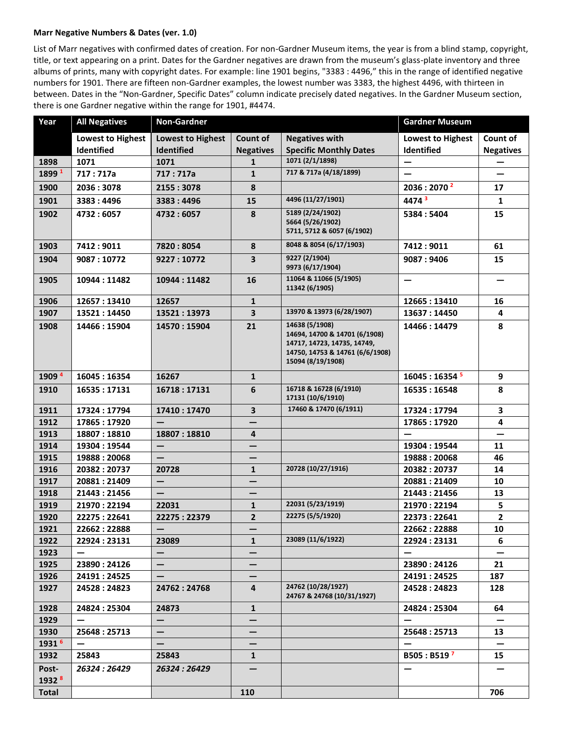**Marr Negative Numbers & Dates (ver. 1.0)**

List of Marr negatives with confirmed dates of creation. For non-Gardner Museum items, the year is from a blind stamp, copyright, title, or text appearing on a print. Dates for the Gardner negatives are drawn from the museum's glass-plate inventory and three albums of prints, many with copyright dates. For example: line 1901 begins, "3383 : 4496," this in the range of identified negative numbers for 1901. There are fifteen non-Gardner examples, the lowest number was 3383, the highest 4496, with thirteen in between. Dates in the "Non-Gardner, Specific Dates" column indicate precisely dated negatives. In the Gardner Museum section, there is one Gardner negative within the range for 1901, #4474.

| Year | All Negatives | Non-Gardner | | | Gardner Museum | |
|---|---|---|---|---|---|---|
| | Lowest to Highest Identified | Lowest to Highest Identified | Count of Negatives | Negatives with Specific Monthly Dates | Lowest to Highest Identified | Count of Negatives |
| 1898 | 1071 | 1071 | 1 | 1071 (2/1/1898) | — | — |
| 1899 [1] | 717 : 717a | 717 : 717a | 1 | 717 & 717a (4/18/1899) | — | — |
| 1900 | 2036 : 3078 | 2155 : 3078 | 8 | | 2036 : 2070 [2] | 17 |
| 1901 | 3383 : 4496 | 3383 : 4496 | 15 | 4496 (11/27/1901) | 4474 [3] | 1 |
| 1902 | 4732 : 6057 | 4732 : 6057 | 8 | 5189 (2/24/1902)<br>5664 (5/26/1902)<br>5711, 5712 & 6057 (6/1902) | 5384 : 5404 | 15 |
| 1903 | 7412 : 9011 | 7820 : 8054 | 8 | 8048 & 8054 (6/17/1903) | 7412 : 9011 | 61 |
| 1904 | 9087 : 10772 | 9227 : 10772 | 3 | 9227 (2/1904)<br>9973 (6/17/1904) | 9087 : 9406 | 15 |
| 1905 | 10944 : 11482 | 10944 : 11482 | 16 | 11064 & 11066 (5/1905)<br>11342 (6/1905) | — | — |
| 1906 | 12657 : 13410 | 12657 | 1 | | 12665 : 13410 | 16 |
| 1907 | 13521 : 14450 | 13521 : 13973 | 3 | 13970 & 13973 (6/28/1907) | 13637 : 14450 | 4 |
| 1908 | 14466 : 15904 | 14570 : 15904 | 21 | 14638 (5/1908)<br>14694, 14700 & 14701 (6/1908)<br>14717, 14723, 14735, 14749, 14750, 14753 & 14761 (6/6/1908)<br>15094 (8/19/1908) | 14466 : 14479 | 8 |
| 1909 [4] | 16045 : 16354 | 16267 | 1 | | 16045 : 16354 [5] | 9 |
| 1910 | 16535 : 17131 | 16718 : 17131 | 6 | 16718 & 16728 (6/1910)<br>17131 (10/6/1910) | 16535 : 16548 | 8 |
| 1911 | 17324 : 17794 | 17410 : 17470 | 3 | 17460 & 17470 (6/1911) | 17324 : 17794 | 3 |
| 1912 | 17865 : 17920 | — | — | | 17865 : 17920 | 4 |
| 1913 | 18807 : 18810 | 18807 : 18810 | 4 | | — | — |
| 1914 | 19304 : 19544 | — | — | | 19304 : 19544 | 11 |
| 1915 | 19888 : 20068 | — | — | | 19888 : 20068 | 46 |
| 1916 | 20382 : 20737 | 20728 | 1 | 20728 (10/27/1916) | 20382 : 20737 | 14 |
| 1917 | 20881 : 21409 | — | — | | 20881 : 21409 | 10 |
| 1918 | 21443 : 21456 | — | — | | 21443 : 21456 | 13 |
| 1919 | 21970 : 22194 | 22031 | 1 | 22031 (5/23/1919) | 21970 : 22194 | 5 |
| 1920 | 22275 : 22641 | 22275 : 22379 | 2 | 22275 (5/5/1920) | 22373 : 22641 | 2 |
| 1921 | 22662 : 22888 | — | — | | 22662 : 22888 | 10 |
| 1922 | 22924 : 23131 | 23089 | 1 | 23089 (11/6/1922) | 22924 : 23131 | 6 |
| 1923 | — | — | — | | — | — |
| 1925 | 23890 : 24126 | — | — | | 23890 : 24126 | 21 |
| 1926 | 24191 : 24525 | — | — | | 24191 : 24525 | 187 |
| 1927 | 24528 : 24823 | 24762 : 24768 | 4 | 24762 (10/28/1927)<br>24767 & 24768 (10/31/1927) | 24528 : 24823 | 128 |
| 1928 | 24824 : 25304 | 24873 | 1 | | 24824 : 25304 | 64 |
| 1929 | — | — | — | | — | — |
| 1930 | 25648 : 25713 | — | — | | 25648 : 25713 | 13 |
| 1931 [6] | — | — | — | | — | — |
| 1932 | 25843 | 25843 | 1 | | B505 : B519 [7] | 15 |
| Post-1932 [8] | *26324 : 26429* | *26324 : 26429* | — | | — | — |
| Total | | | 110 | | | 706 |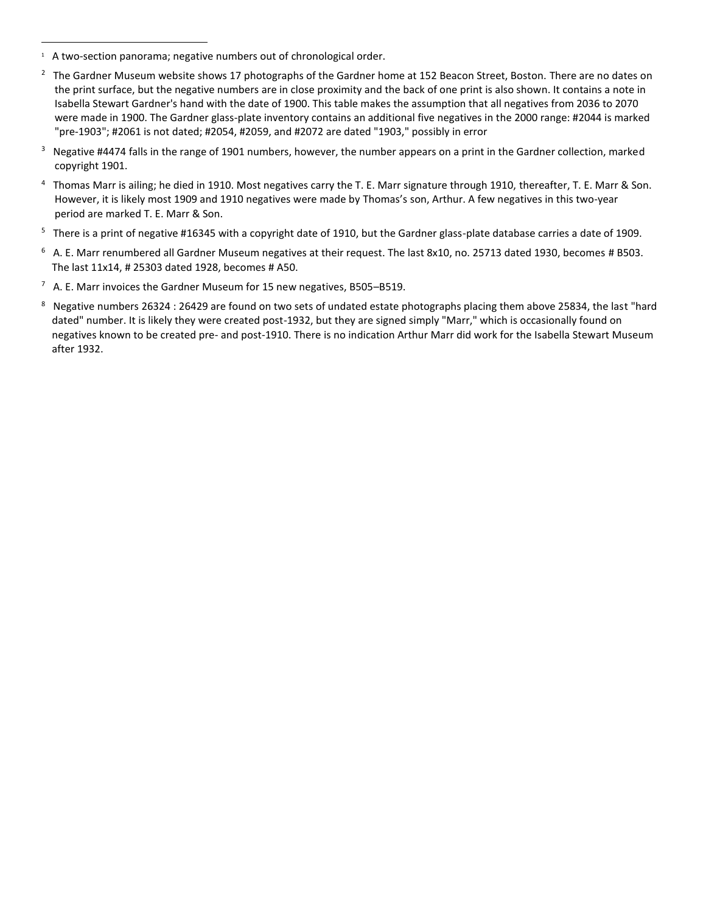[1] A two-section panorama; negative numbers out of chronological order.

[2] The Gardner Museum website shows 17 photographs of the Gardner home at 152 Beacon Street, Boston. There are no dates on the print surface, but the negative numbers are in close proximity and the back of one print is also shown. It contains a note in Isabella Stewart Gardner's hand with the date of 1900. This table makes the assumption that all negatives from 2036 to 2070 were made in 1900. The Gardner glass-plate inventory contains an additional five negatives in the 2000 range: #2044 is marked "pre-1903"; #2061 is not dated; #2054, #2059, and #2072 are dated "1903," possibly in error

[3] Negative #4474 falls in the range of 1901 numbers, however, the number appears on a print in the Gardner collection, marked copyright 1901.

[4] Thomas Marr is ailing; he died in 1910. Most negatives carry the T. E. Marr signature through 1910, thereafter, T. E. Marr & Son. However, it is likely most 1909 and 1910 negatives were made by Thomas's son, Arthur. A few negatives in this two-year period are marked T. E. Marr & Son.

[5] There is a print of negative #16345 with a copyright date of 1910, but the Gardner glass-plate database carries a date of 1909.

[6] A. E. Marr renumbered all Gardner Museum negatives at their request. The last 8x10, no. 25713 dated 1930, becomes # B503. The last 11x14, # 25303 dated 1928, becomes # A50.

[7] A. E. Marr invoices the Gardner Museum for 15 new negatives, B505–B519.

[8] Negative numbers 26324 : 26429 are found on two sets of undated estate photographs placing them above 25834, the last "hard dated" number. It is likely they were created post-1932, but they are signed simply "Marr," which is occasionally found on negatives known to be created pre- and post-1910. There is no indication Arthur Marr did work for the Isabella Stewart Museum after 1932.